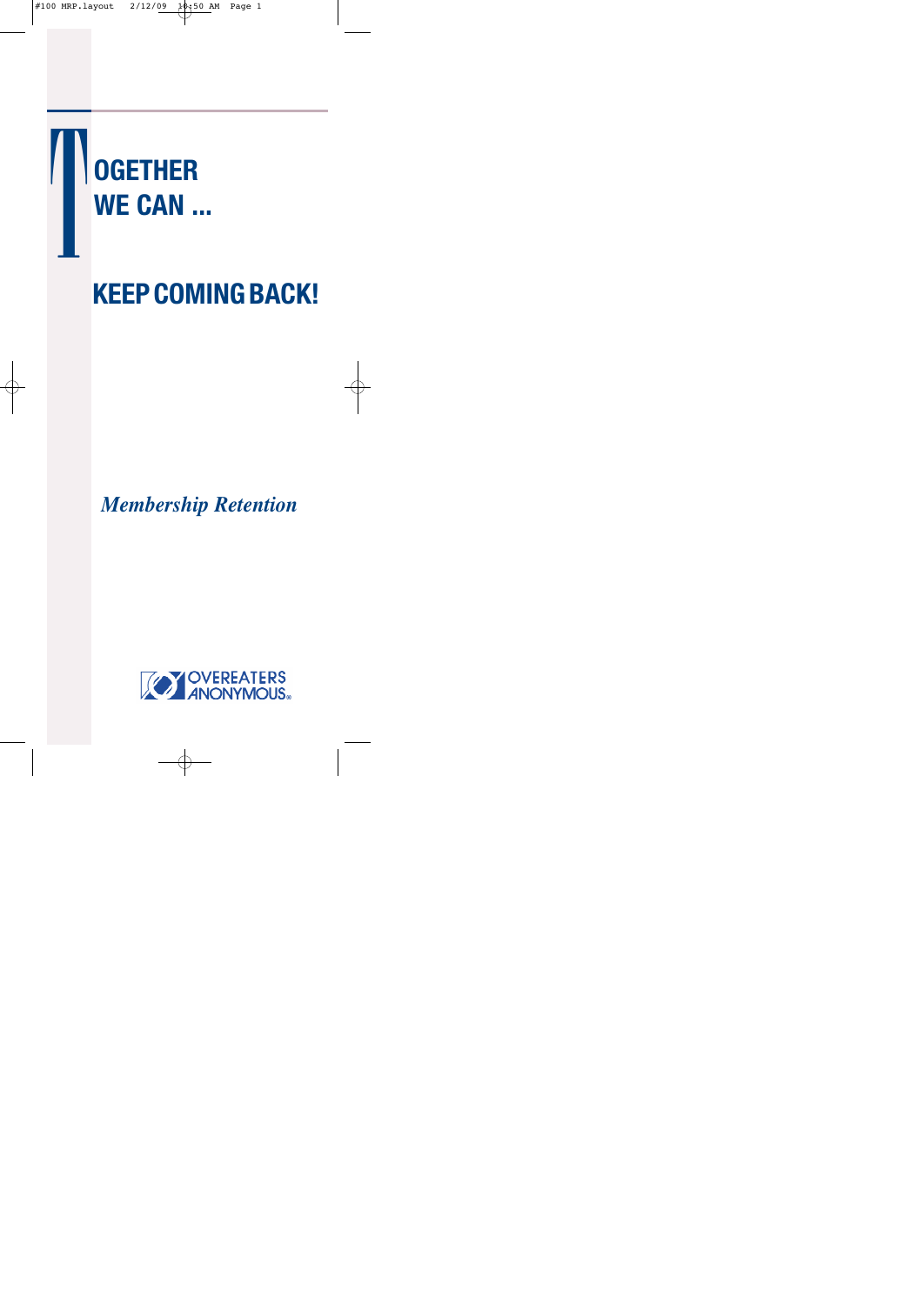# TOGETHER WE CAN ...

## KEEP COMING BACK!

*Membership Retention*

OVEREATERS ANONYMOUS®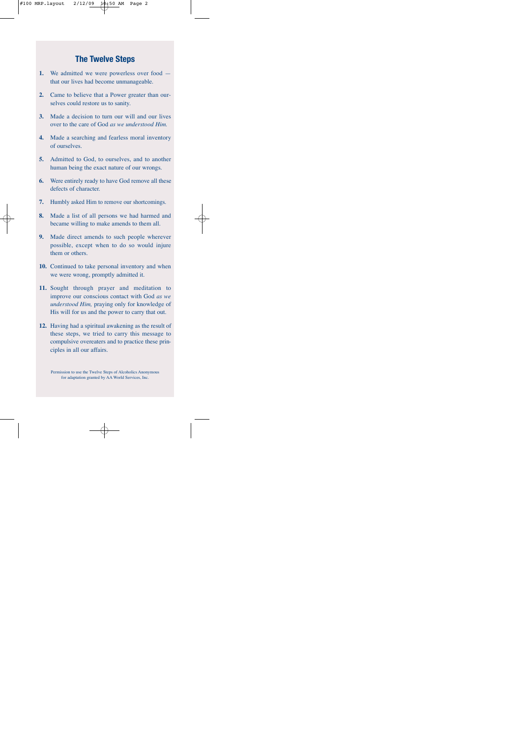## The Twelve Steps

1. We admitted we were powerless over food — that our lives had become unmanageable.
2. Came to believe that a Power greater than ourselves could restore us to sanity.
3. Made a decision to turn our will and our lives over to the care of God *as we understood Him.*
4. Made a searching and fearless moral inventory of ourselves.
5. Admitted to God, to ourselves, and to another human being the exact nature of our wrongs.
6. Were entirely ready to have God remove all these defects of character.
7. Humbly asked Him to remove our shortcomings.
8. Made a list of all persons we had harmed and became willing to make amends to them all.
9. Made direct amends to such people wherever possible, except when to do so would injure them or others.
10. Continued to take personal inventory and when we were wrong, promptly admitted it.
11. Sought through prayer and meditation to improve our conscious contact with God *as we understood Him,* praying only for knowledge of His will for us and the power to carry that out.
12. Having had a spiritual awakening as the result of these steps, we tried to carry this message to compulsive overeaters and to practice these principles in all our affairs.

Permission to use the Twelve Steps of Alcoholics Anonymous for adaptation granted by AA World Services, Inc.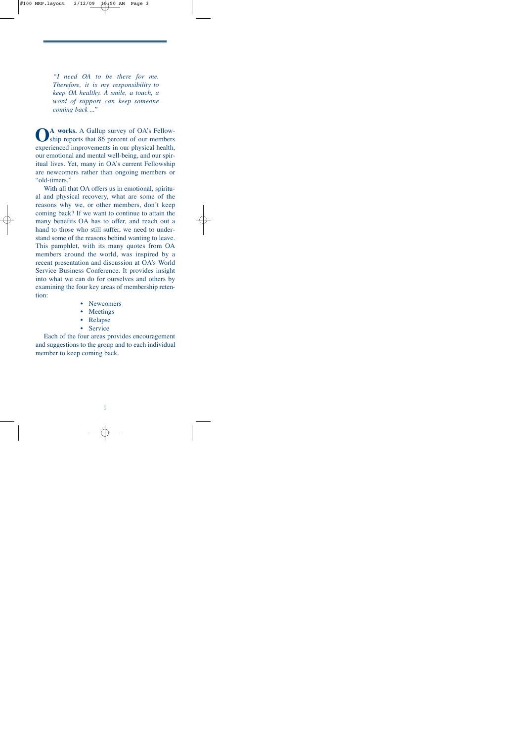*"I need OA to be there for me. Therefore, it is my responsibility to keep OA healthy. A smile, a touch, a word of support can keep someone coming back ..."*

**OA works.** A Gallup survey of OA's Fellowship reports that 86 percent of our members experienced improvements in our physical health, our emotional and mental well-being, and our spiritual lives. Yet, many in OA's current Fellowship are newcomers rather than ongoing members or "old-timers."

With all that OA offers us in emotional, spiritual and physical recovery, what are some of the reasons why we, or other members, don't keep coming back? If we want to continue to attain the many benefits OA has to offer, and reach out a hand to those who still suffer, we need to understand some of the reasons behind wanting to leave. This pamphlet, with its many quotes from OA members around the world, was inspired by a recent presentation and discussion at OA's World Service Business Conference. It provides insight into what we can do for ourselves and others by examining the four key areas of membership retention:

- Newcomers
- Meetings
- Relapse
- Service

Each of the four areas provides encouragement and suggestions to the group and to each individual member to keep coming back.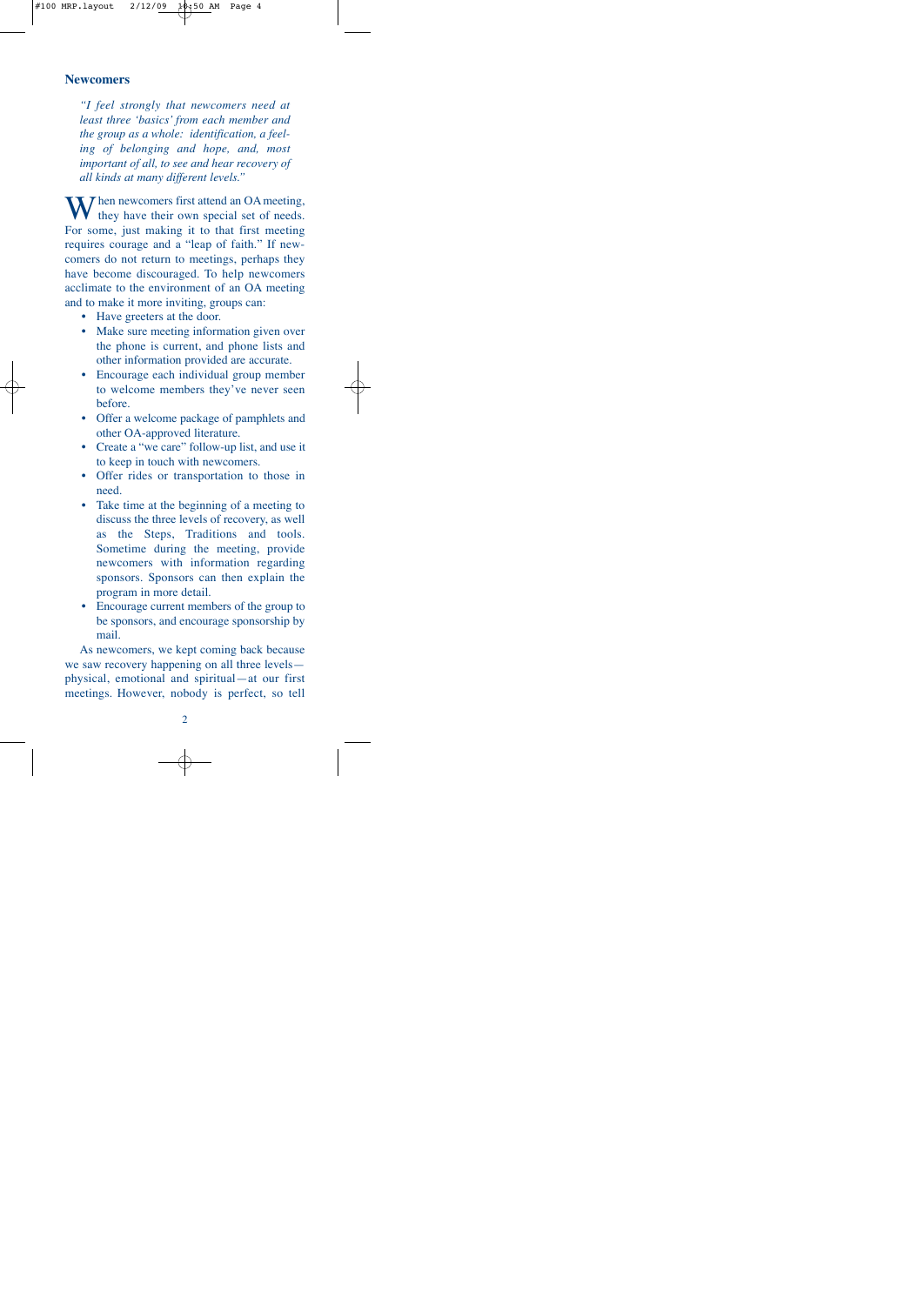## Newcomers

*"I feel strongly that newcomers need at least three 'basics' from each member and the group as a whole: identification, a feeling of belonging and hope, and, most important of all, to see and hear recovery of all kinds at many different levels."*

When newcomers first attend an OA meeting, they have their own special set of needs. For some, just making it to that first meeting requires courage and a "leap of faith." If newcomers do not return to meetings, perhaps they have become discouraged. To help newcomers acclimate to the environment of an OA meeting and to make it more inviting, groups can:

- Have greeters at the door.
- Make sure meeting information given over the phone is current, and phone lists and other information provided are accurate.
- Encourage each individual group member to welcome members they've never seen before.
- Offer a welcome package of pamphlets and other OA-approved literature.
- Create a "we care" follow-up list, and use it to keep in touch with newcomers.
- Offer rides or transportation to those in need.
- Take time at the beginning of a meeting to discuss the three levels of recovery, as well as the Steps, Traditions and tools. Sometime during the meeting, provide newcomers with information regarding sponsors. Sponsors can then explain the program in more detail.
- Encourage current members of the group to be sponsors, and encourage sponsorship by mail.

As newcomers, we kept coming back because we saw recovery happening on all three levels—physical, emotional and spiritual—at our first meetings. However, nobody is perfect, so tell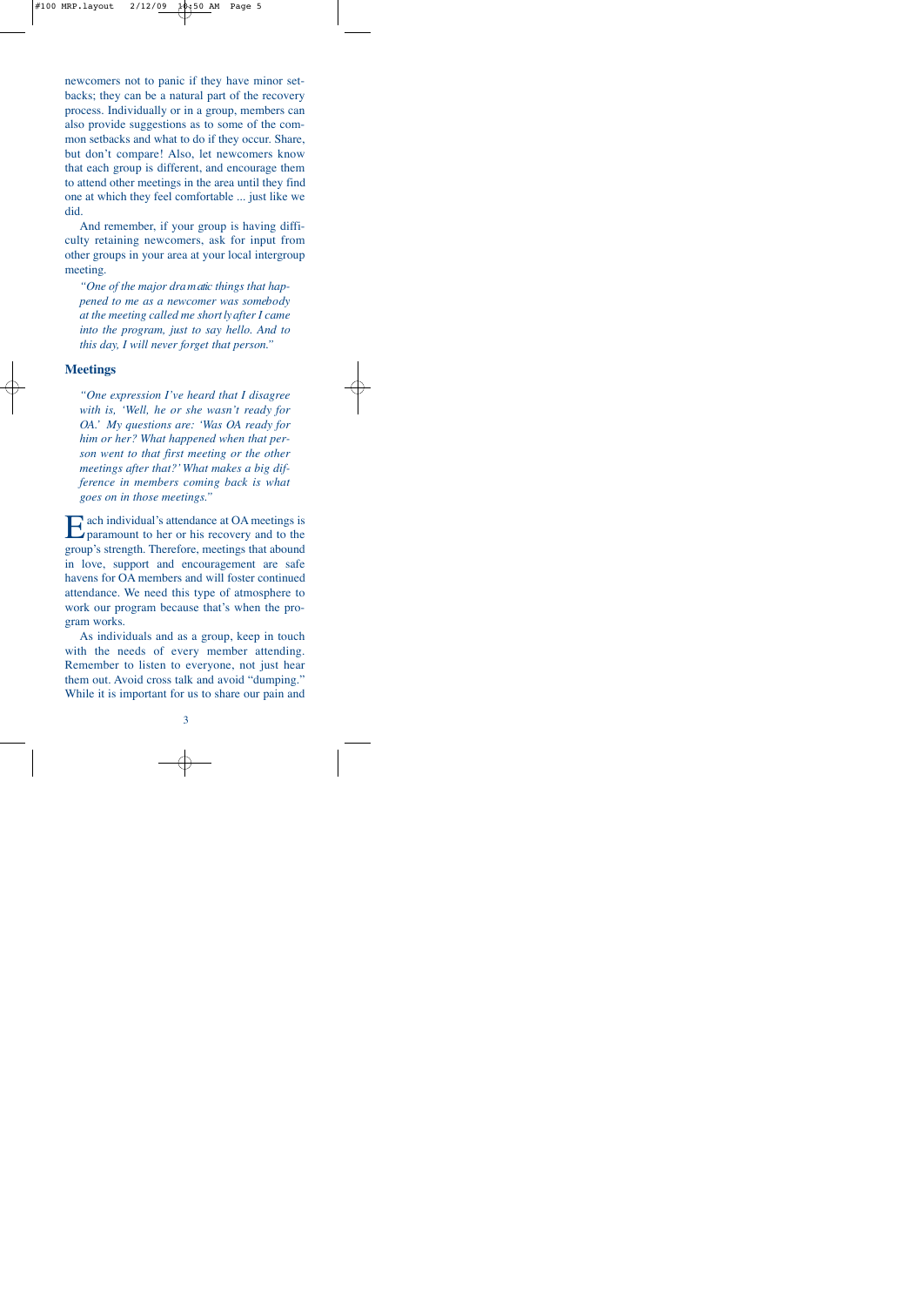newcomers not to panic if they have minor setbacks; they can be a natural part of the recovery process. Individually or in a group, members can also provide suggestions as to some of the common setbacks and what to do if they occur. Share, but don't compare! Also, let newcomers know that each group is different, and encourage them to attend other meetings in the area until they find one at which they feel comfortable ... just like we did.

And remember, if your group is having difficulty retaining newcomers, ask for input from other groups in your area at your local intergroup meeting.

> *"One of the major dramatic things that happened to me as a newcomer was somebody at the meeting called me shortly after I came into the program, just to say hello. And to this day, I will never forget that person."*

## Meetings

> *"One expression I've heard that I disagree with is, 'Well, he or she wasn't ready for OA.' My questions are: 'Was OA ready for him or her? What happened when that person went to that first meeting or the other meetings after that?' What makes a big difference in members coming back is what goes on in those meetings."*

Each individual's attendance at OA meetings is paramount to her or his recovery and to the group's strength. Therefore, meetings that abound in love, support and encouragement are safe havens for OA members and will foster continued attendance. We need this type of atmosphere to work our program because that's when the program works.

As individuals and as a group, keep in touch with the needs of every member attending. Remember to listen to everyone, not just hear them out. Avoid cross talk and avoid "dumping." While it is important for us to share our pain and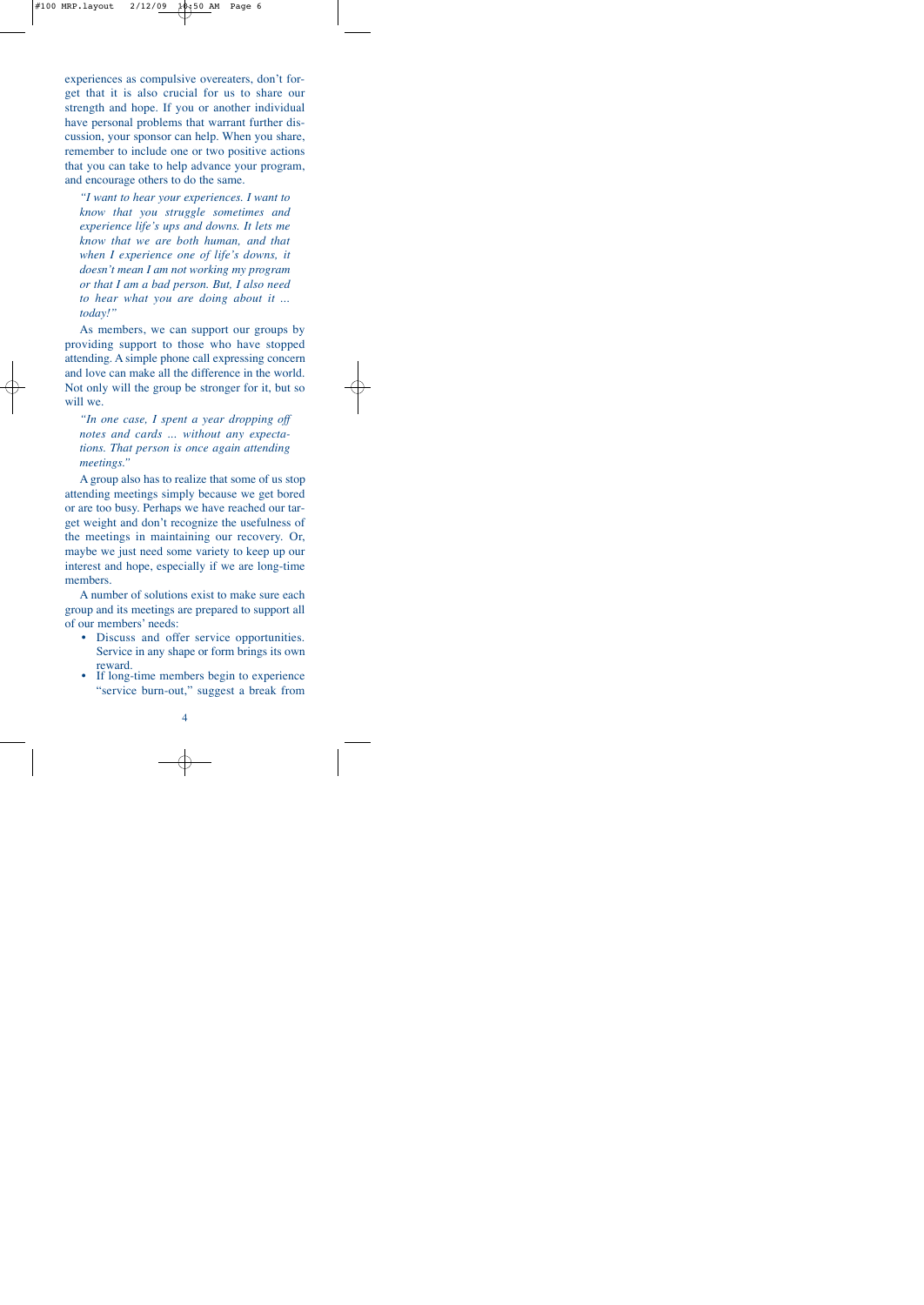experiences as compulsive overeaters, don't forget that it is also crucial for us to share our strength and hope. If you or another individual have personal problems that warrant further discussion, your sponsor can help. When you share, remember to include one or two positive actions that you can take to help advance your program, and encourage others to do the same.

> *"I want to hear your experiences. I want to know that you struggle sometimes and experience life's ups and downs. It lets me know that we are both human, and that when I experience one of life's downs, it doesn't mean I am not working my program or that I am a bad person. But, I also need to hear what you are doing about it ... today!"*

As members, we can support our groups by providing support to those who have stopped attending. A simple phone call expressing concern and love can make all the difference in the world. Not only will the group be stronger for it, but so will we.

> *"In one case, I spent a year dropping off notes and cards ... without any expectations. That person is once again attending meetings."*

A group also has to realize that some of us stop attending meetings simply because we get bored or are too busy. Perhaps we have reached our target weight and don't recognize the usefulness of the meetings in maintaining our recovery. Or, maybe we just need some variety to keep up our interest and hope, especially if we are long-time members.

A number of solutions exist to make sure each group and its meetings are prepared to support all of our members' needs:

- Discuss and offer service opportunities. Service in any shape or form brings its own reward.
- If long-time members begin to experience "service burn-out," suggest a break from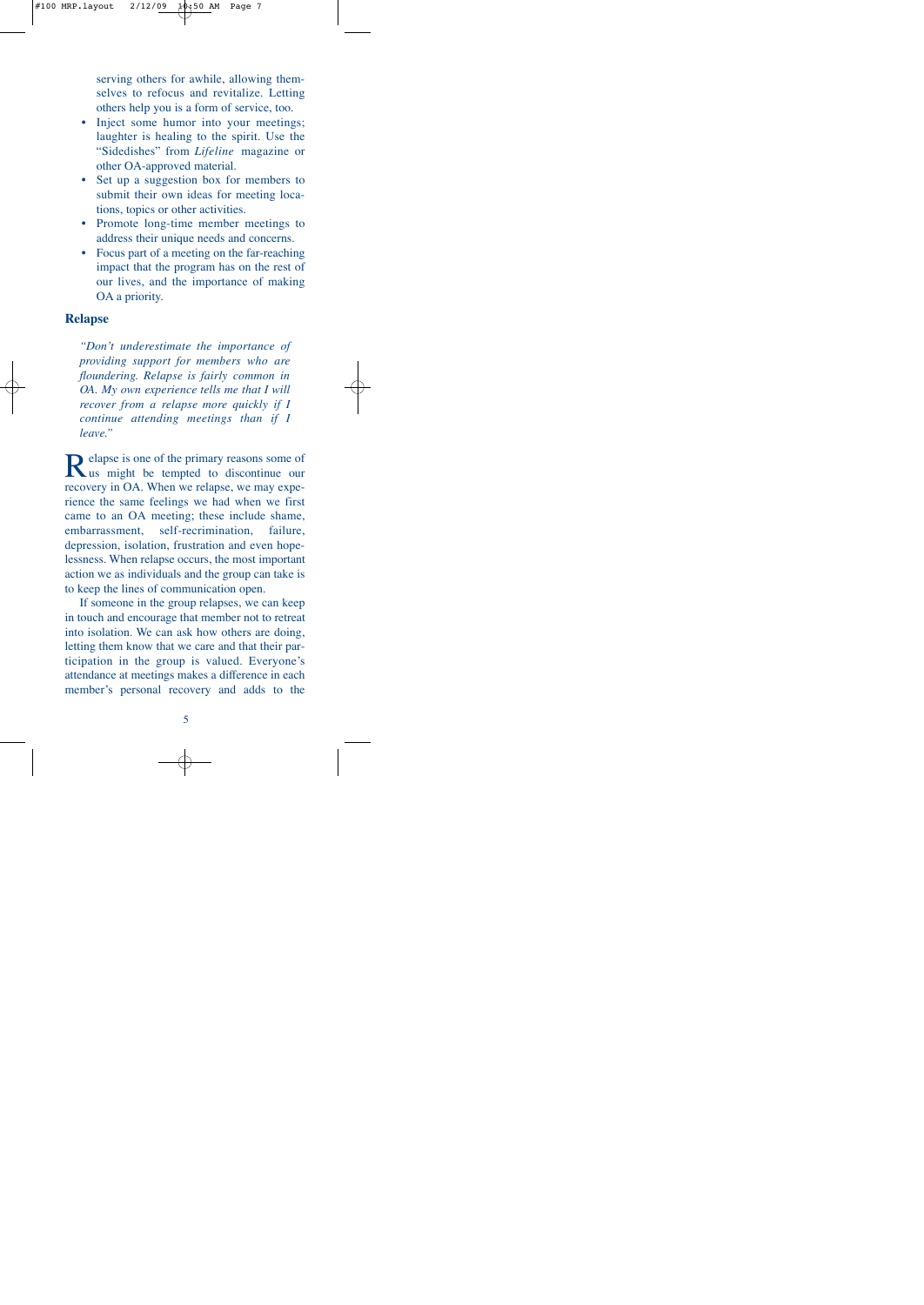serving others for awhile, allowing themselves to refocus and revitalize. Letting others help you is a form of service, too.

- Inject some humor into your meetings; laughter is healing to the spirit. Use the "Sidedishes" from *Lifeline* magazine or other OA-approved material.
- Set up a suggestion box for members to submit their own ideas for meeting locations, topics or other activities.
- Promote long-time member meetings to address their unique needs and concerns.
- Focus part of a meeting on the far-reaching impact that the program has on the rest of our lives, and the importance of making OA a priority.

## Relapse

*"Don't underestimate the importance of providing support for members who are floundering. Relapse is fairly common in OA. My own experience tells me that I will recover from a relapse more quickly if I continue attending meetings than if I leave."*

Relapse is one of the primary reasons some of us might be tempted to discontinue our recovery in OA. When we relapse, we may experience the same feelings we had when we first came to an OA meeting; these include shame, embarrassment, self-recrimination, failure, depression, isolation, frustration and even hopelessness. When relapse occurs, the most important action we as individuals and the group can take is to keep the lines of communication open.

If someone in the group relapses, we can keep in touch and encourage that member not to retreat into isolation. We can ask how others are doing, letting them know that we care and that their participation in the group is valued. Everyone's attendance at meetings makes a difference in each member's personal recovery and adds to the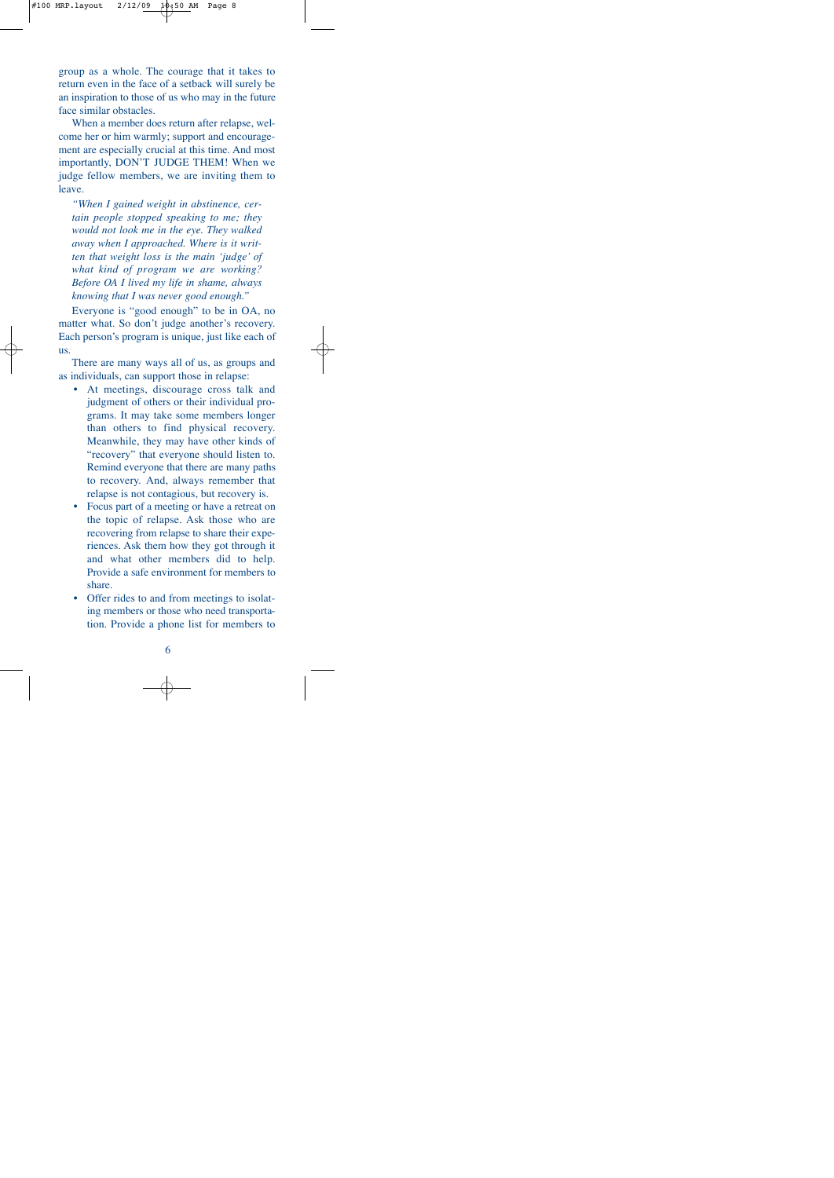group as a whole. The courage that it takes to return even in the face of a setback will surely be an inspiration to those of us who may in the future face similar obstacles.

When a member does return after relapse, welcome her or him warmly; support and encouragement are especially crucial at this time. And most importantly, DON'T JUDGE THEM! When we judge fellow members, we are inviting them to leave.

*"When I gained weight in abstinence, certain people stopped speaking to me; they would not look me in the eye. They walked away when I approached. Where is it written that weight loss is the main 'judge' of what kind of program we are working? Before OA I lived my life in shame, always knowing that I was never good enough."*

Everyone is "good enough" to be in OA, no matter what. So don't judge another's recovery. Each person's program is unique, just like each of us.

There are many ways all of us, as groups and as individuals, can support those in relapse:

- At meetings, discourage cross talk and judgment of others or their individual programs. It may take some members longer than others to find physical recovery. Meanwhile, they may have other kinds of "recovery" that everyone should listen to. Remind everyone that there are many paths to recovery. And, always remember that relapse is not contagious, but recovery is.
- Focus part of a meeting or have a retreat on the topic of relapse. Ask those who are recovering from relapse to share their experiences. Ask them how they got through it and what other members did to help. Provide a safe environment for members to share.
- Offer rides to and from meetings to isolating members or those who need transportation. Provide a phone list for members to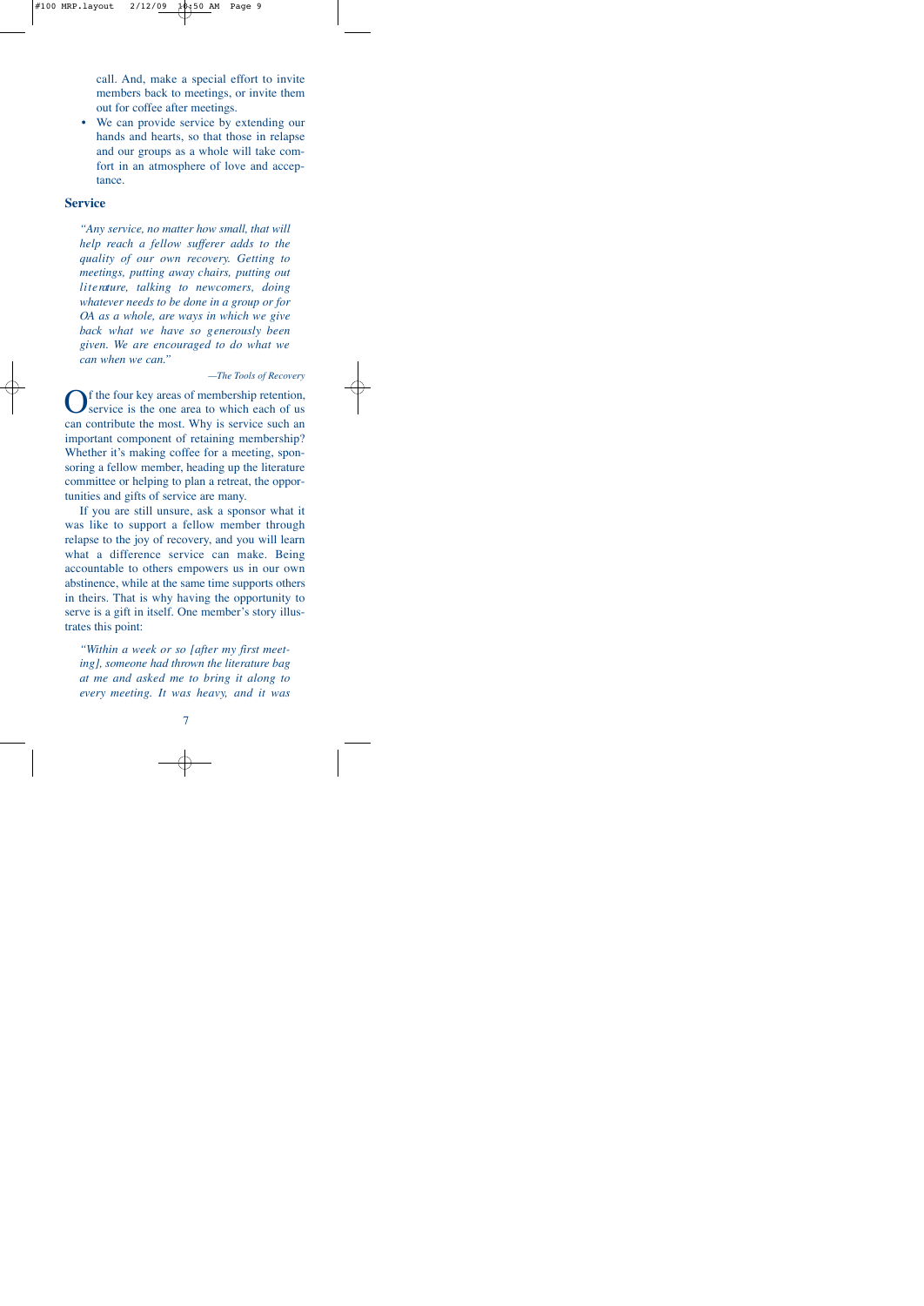call. And, make a special effort to invite members back to meetings, or invite them out for coffee after meetings.

- We can provide service by extending our hands and hearts, so that those in relapse and our groups as a whole will take comfort in an atmosphere of love and acceptance.

## Service

> *"Any service, no matter how small, that will help reach a fellow sufferer adds to the quality of our own recovery. Getting to meetings, putting away chairs, putting out literature, talking to newcomers, doing whatever needs to be done in a group or for OA as a whole, are ways in which we give back what we have so generously been given. We are encouraged to do what we can when we can."*
>
> —*The Tools of Recovery*

Of the four key areas of membership retention, service is the one area to which each of us can contribute the most. Why is service such an important component of retaining membership? Whether it's making coffee for a meeting, sponsoring a fellow member, heading up the literature committee or helping to plan a retreat, the opportunities and gifts of service are many.

If you are still unsure, ask a sponsor what it was like to support a fellow member through relapse to the joy of recovery, and you will learn what a difference service can make. Being accountable to others empowers us in our own abstinence, while at the same time supports others in theirs. That is why having the opportunity to serve is a gift in itself. One member's story illustrates this point:

> *"Within a week or so [after my first meeting], someone had thrown the literature bag at me and asked me to bring it along to every meeting. It was heavy, and it was*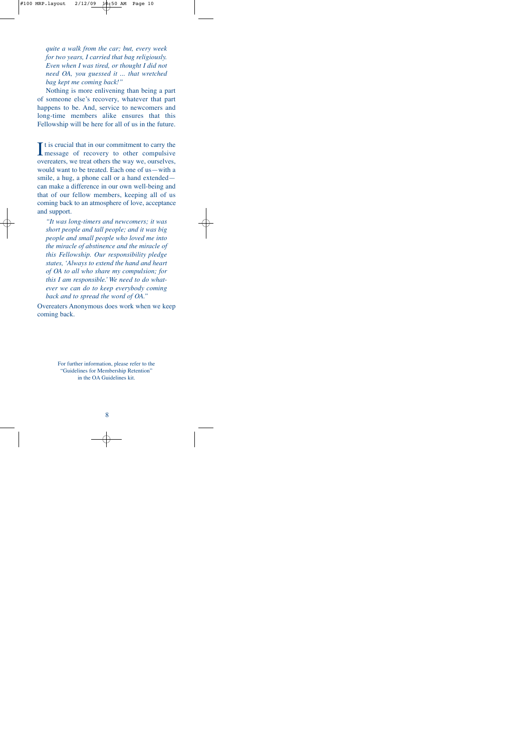*quite a walk from the car; but, every week for two years, I carried that bag religiously. Even when I was tired, or thought I did not need OA, you guessed it ... that wretched bag kept me coming back!"*

Nothing is more enlivening than being a part of someone else's recovery, whatever that part happens to be. And, service to newcomers and long-time members alike ensures that this Fellowship will be here for all of us in the future.

It is crucial that in our commitment to carry the message of recovery to other compulsive overeaters, we treat others the way we, ourselves, would want to be treated. Each one of us—with a smile, a hug, a phone call or a hand extended—can make a difference in our own well-being and that of our fellow members, keeping all of us coming back to an atmosphere of love, acceptance and support.

*"It was long-timers and newcomers; it was short people and tall people; and it was big people and small people who loved me into the miracle of abstinence and the miracle of this Fellowship. Our responsibility pledge states, 'Always to extend the hand and heart of OA to all who share my compulsion; for this I am responsible.' We need to do whatever we can do to keep everybody coming back and to spread the word of OA."*

Overeaters Anonymous does work when we keep coming back.

For further information, please refer to the "Guidelines for Membership Retention" in the OA Guidelines kit.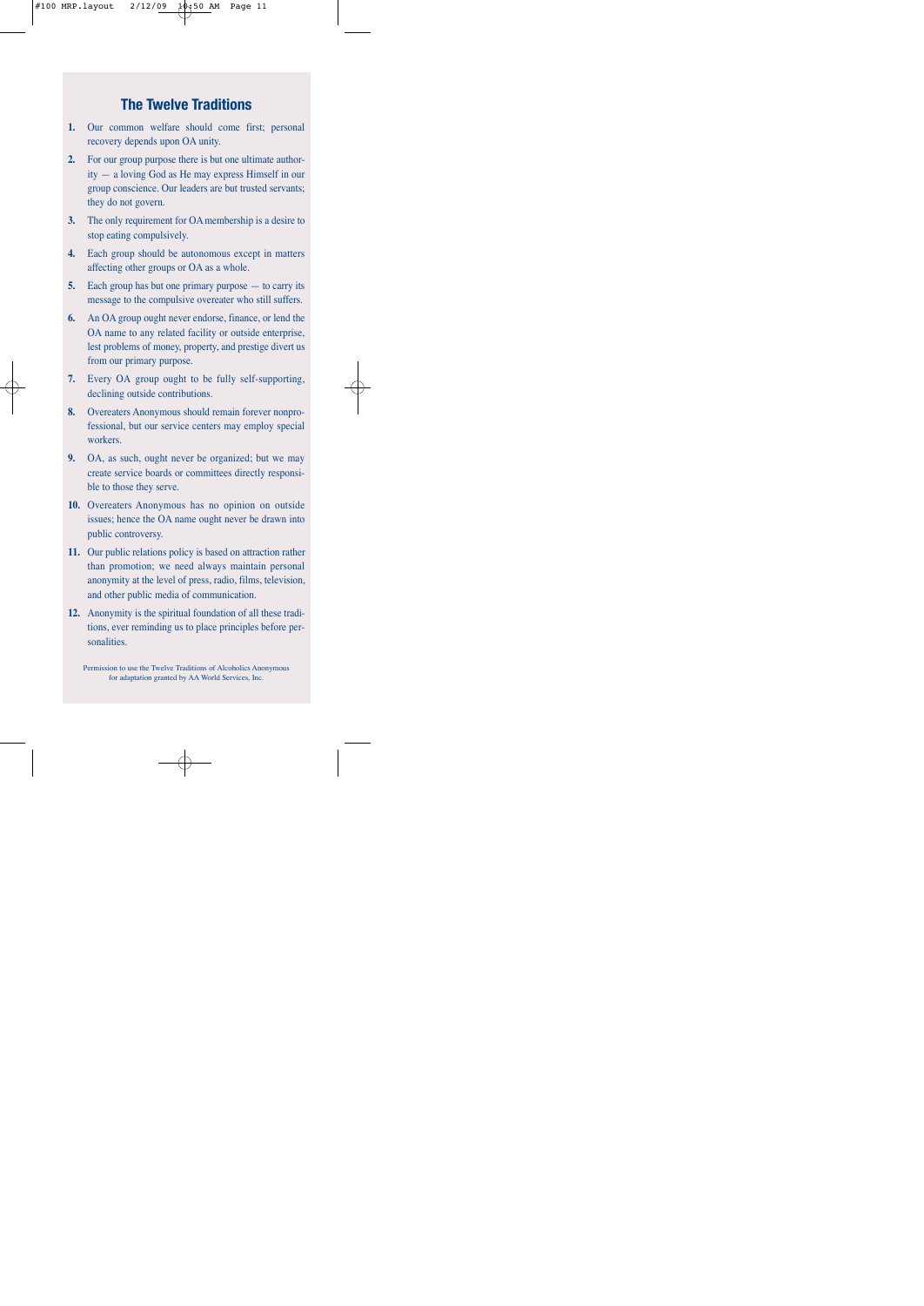## The Twelve Traditions

1. Our common welfare should come first; personal recovery depends upon OA unity.
2. For our group purpose there is but one ultimate authority — a loving God as He may express Himself in our group conscience. Our leaders are but trusted servants; they do not govern.
3. The only requirement for OA membership is a desire to stop eating compulsively.
4. Each group should be autonomous except in matters affecting other groups or OA as a whole.
5. Each group has but one primary purpose — to carry its message to the compulsive overeater who still suffers.
6. An OA group ought never endorse, finance, or lend the OA name to any related facility or outside enterprise, lest problems of money, property, and prestige divert us from our primary purpose.
7. Every OA group ought to be fully self-supporting, declining outside contributions.
8. Overeaters Anonymous should remain forever nonprofessional, but our service centers may employ special workers.
9. OA, as such, ought never be organized; but we may create service boards or committees directly responsible to those they serve.
10. Overeaters Anonymous has no opinion on outside issues; hence the OA name ought never be drawn into public controversy.
11. Our public relations policy is based on attraction rather than promotion; we need always maintain personal anonymity at the level of press, radio, films, television, and other public media of communication.
12. Anonymity is the spiritual foundation of all these traditions, ever reminding us to place principles before personalities.

Permission to use the Twelve Traditions of Alcoholics Anonymous for adaptation granted by AA World Services, Inc.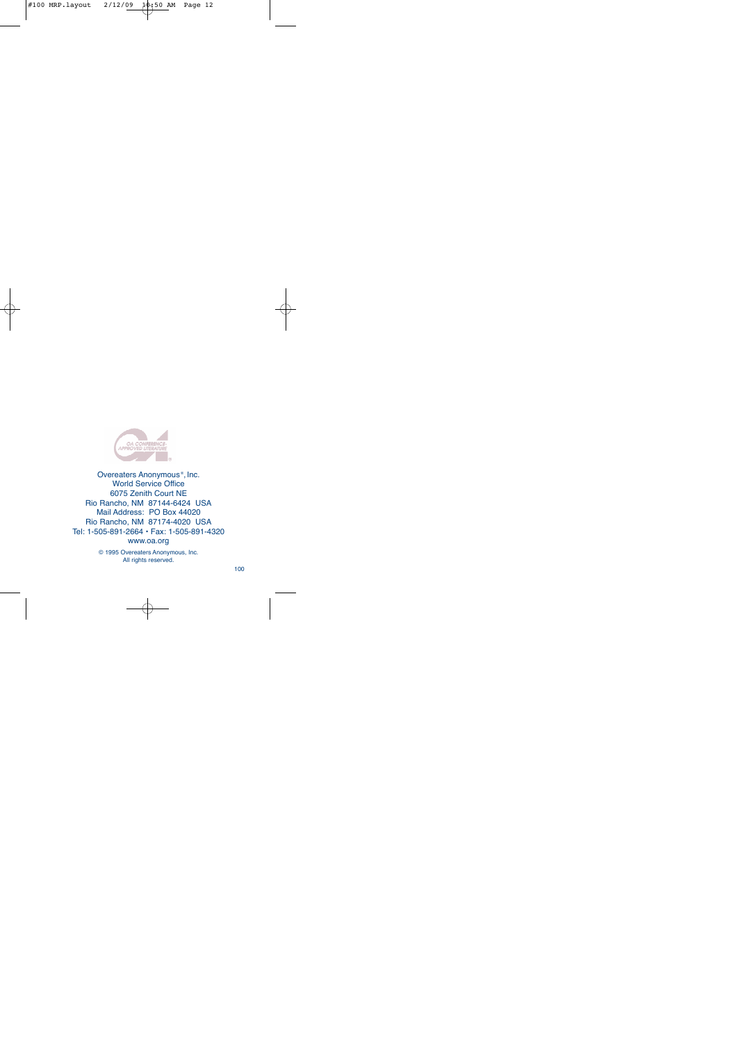Overeaters Anonymous®, Inc.
World Service Office
6075 Zenith Court NE
Rio Rancho, NM 87144-6424 USA
Mail Address: PO Box 44020
Rio Rancho, NM 87174-4020 USA
Tel: 1-505-891-2664 • Fax: 1-505-891-4320
www.oa.org

© 1995 Overeaters Anonymous, Inc.
All rights reserved.

100